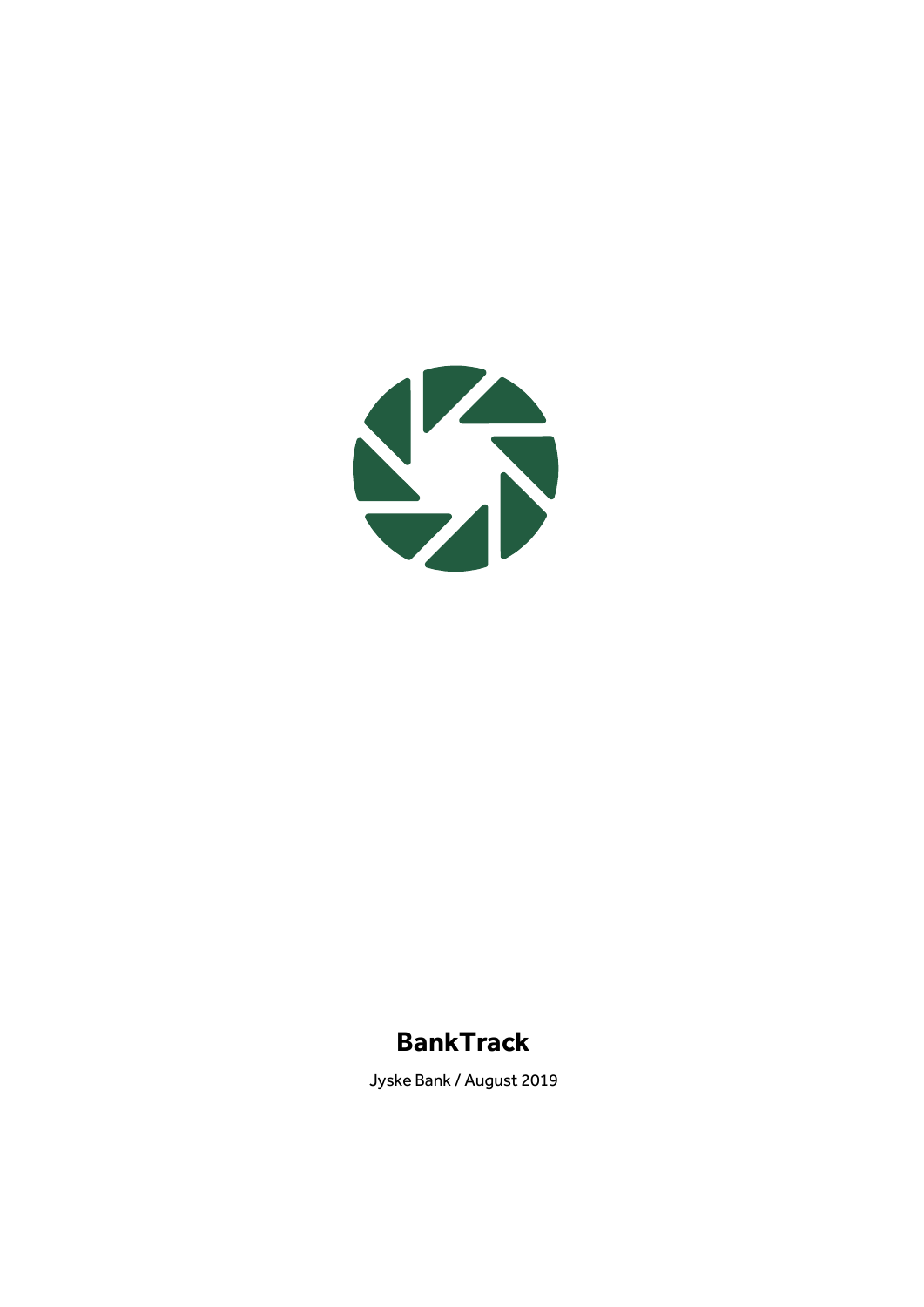# BankTrack

Jyske Bank / August 2019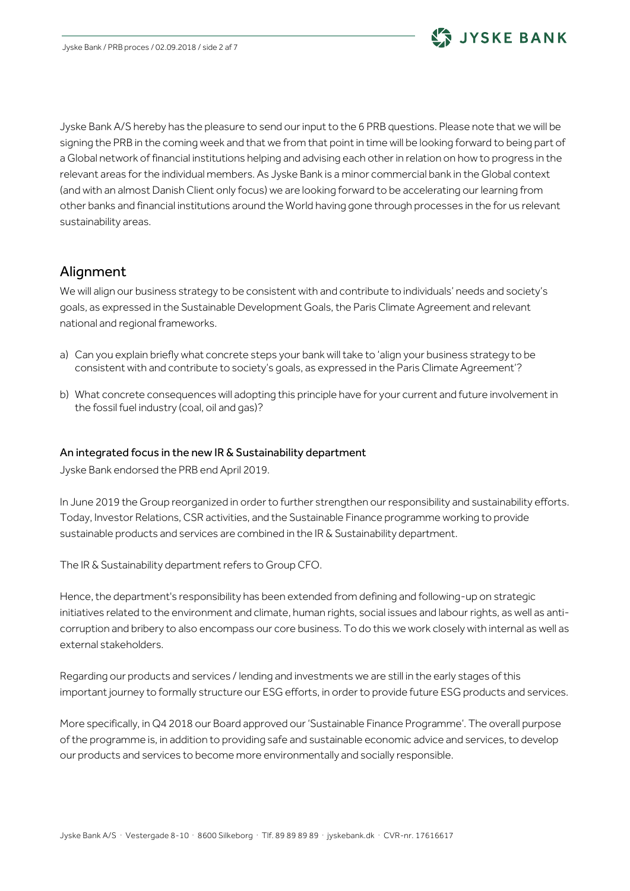Jyske Bank A/S hereby has the pleasure to send our input to the 6 PRB questions. Please note that we will be signing the PRB in the coming week and that we from that point in time will be looking forward to being part of a Global network of financial institutions helping and advising each other in relation on how to progress in the relevant areas for the individual members. As Jyske Bank is a minor commercial bank in the Global context (and with an almost Danish Client only focus) we are looking forward to be accelerating our learning from other banks and financial institutions around the World having gone through processes in the for us relevant sustainability areas.

## Alignment

We will align our business strategy to be consistent with and contribute to individuals' needs and society's goals, as expressed in the Sustainable Development Goals, the Paris Climate Agreement and relevant national and regional frameworks.

a) Can you explain briefly what concrete steps your bank will take to 'align your business strategy to be consistent with and contribute to society's goals, as expressed in the Paris Climate Agreement'?

b) What concrete consequences will adopting this principle have for your current and future involvement in the fossil fuel industry (coal, oil and gas)?

### An integrated focus in the new IR & Sustainability department

Jyske Bank endorsed the PRB end April 2019.

In June 2019 the Group reorganized in order to further strengthen our responsibility and sustainability efforts. Today, Investor Relations, CSR activities, and the Sustainable Finance programme working to provide sustainable products and services are combined in the IR & Sustainability department.

The IR & Sustainability department refers to Group CFO.

Hence, the department's responsibility has been extended from defining and following-up on strategic initiatives related to the environment and climate, human rights, social issues and labour rights, as well as anti-corruption and bribery to also encompass our core business. To do this we work closely with internal as well as external stakeholders.

Regarding our products and services / lending and investments we are still in the early stages of this important journey to formally structure our ESG efforts, in order to provide future ESG products and services.

More specifically, in Q4 2018 our Board approved our 'Sustainable Finance Programme'. The overall purpose of the programme is, in addition to providing safe and sustainable economic advice and services, to develop our products and services to become more environmentally and socially responsible.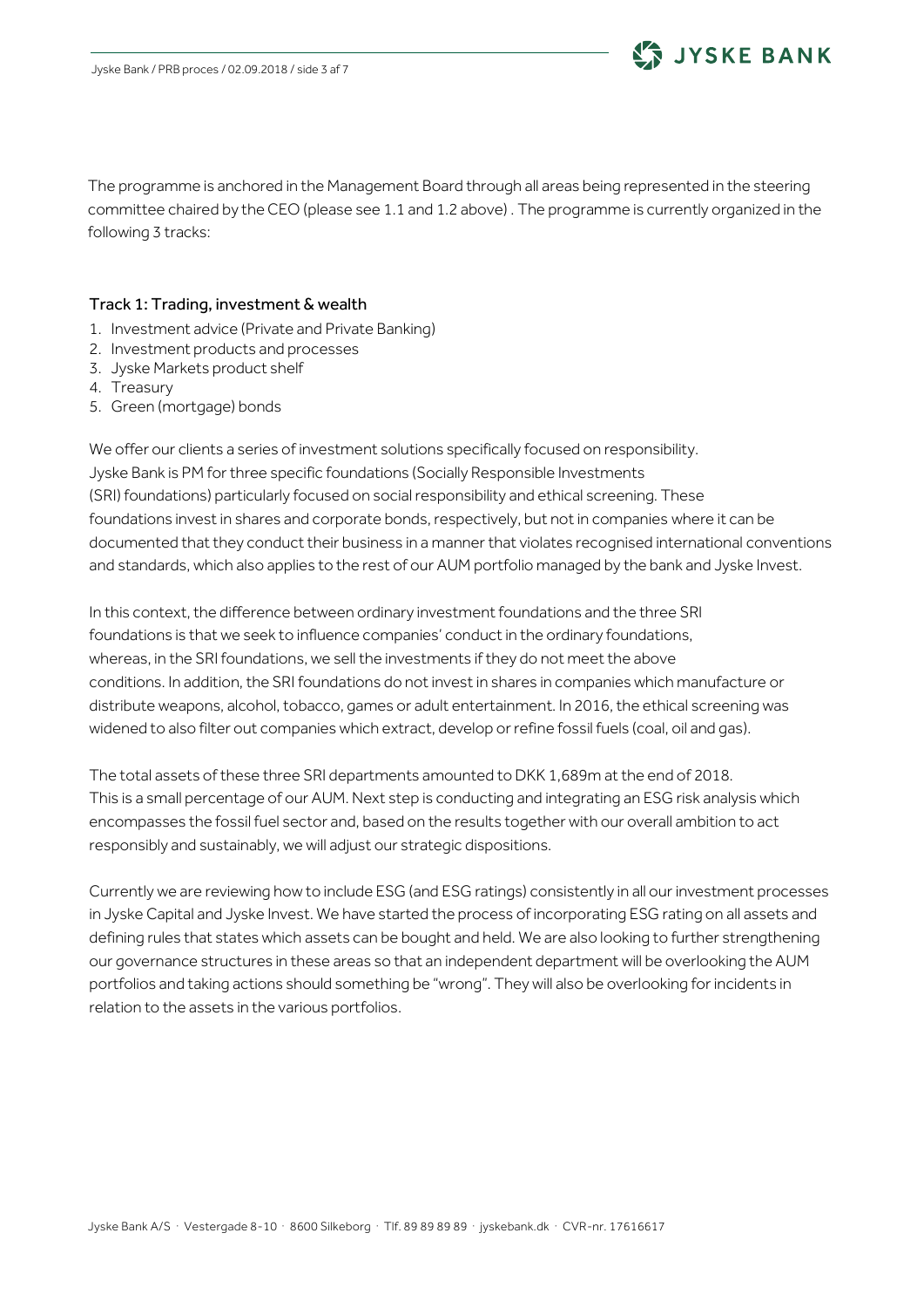The programme is anchored in the Management Board through all areas being represented in the steering committee chaired by the CEO (please see 1.1 and 1.2 above) . The programme is currently organized in the following 3 tracks:

### Track 1: Trading, investment & wealth

1. Investment advice (Private and Private Banking)
2. Investment products and processes
3. Jyske Markets product shelf
4. Treasury
5. Green (mortgage) bonds

We offer our clients a series of investment solutions specifically focused on responsibility. Jyske Bank is PM for three specific foundations (Socially Responsible Investments (SRI) foundations) particularly focused on social responsibility and ethical screening. These foundations invest in shares and corporate bonds, respectively, but not in companies where it can be documented that they conduct their business in a manner that violates recognised international conventions and standards, which also applies to the rest of our AUM portfolio managed by the bank and Jyske Invest.

In this context, the difference between ordinary investment foundations and the three SRI foundations is that we seek to influence companies' conduct in the ordinary foundations, whereas, in the SRI foundations, we sell the investments if they do not meet the above conditions. In addition, the SRI foundations do not invest in shares in companies which manufacture or distribute weapons, alcohol, tobacco, games or adult entertainment. In 2016, the ethical screening was widened to also filter out companies which extract, develop or refine fossil fuels (coal, oil and gas).

The total assets of these three SRI departments amounted to DKK 1,689m at the end of 2018. This is a small percentage of our AUM. Next step is conducting and integrating an ESG risk analysis which encompasses the fossil fuel sector and, based on the results together with our overall ambition to act responsibly and sustainably, we will adjust our strategic dispositions.

Currently we are reviewing how to include ESG (and ESG ratings) consistently in all our investment processes in Jyske Capital and Jyske Invest. We have started the process of incorporating ESG rating on all assets and defining rules that states which assets can be bought and held. We are also looking to further strengthening our governance structures in these areas so that an independent department will be overlooking the AUM portfolios and taking actions should something be "wrong". They will also be overlooking for incidents in relation to the assets in the various portfolios.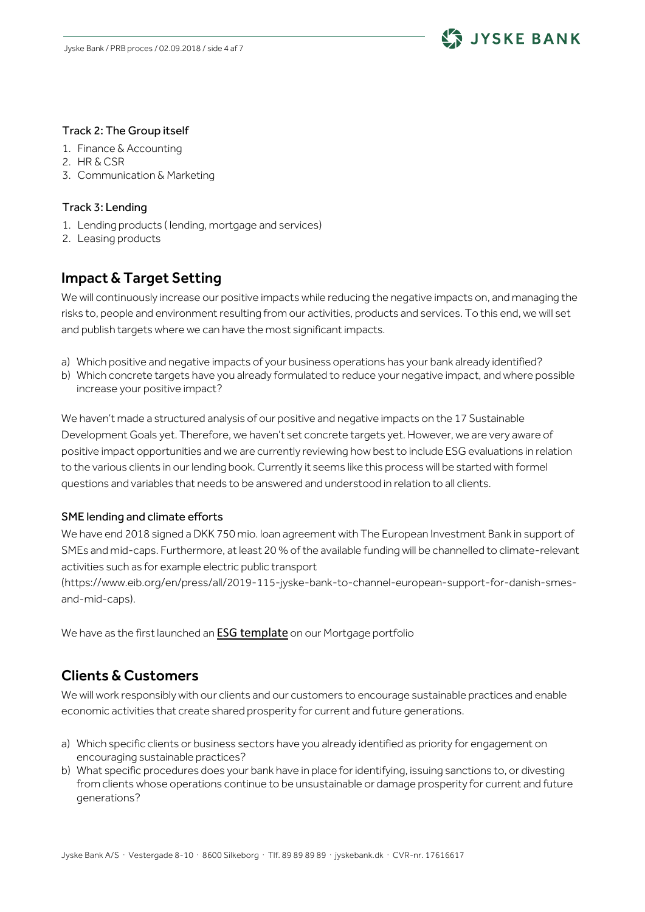### Track 2: The Group itself

1. Finance & Accounting
2. HR & CSR
3. Communication & Marketing

### Track 3: Lending

1. Lending products ( lending, mortgage and services)
2. Leasing products

## Impact & Target Setting

We will continuously increase our positive impacts while reducing the negative impacts on, and managing the risks to, people and environment resulting from our activities, products and services. To this end, we will set and publish targets where we can have the most significant impacts.

a) Which positive and negative impacts of your business operations has your bank already identified?
b) Which concrete targets have you already formulated to reduce your negative impact, and where possible increase your positive impact?

We haven't made a structured analysis of our positive and negative impacts on the 17 Sustainable Development Goals yet. Therefore, we haven't set concrete targets yet. However, we are very aware of positive impact opportunities and we are currently reviewing how best to include ESG evaluations in relation to the various clients in our lending book. Currently it seems like this process will be started with formel questions and variables that needs to be answered and understood in relation to all clients.

### SME lending and climate efforts

We have end 2018 signed a DKK 750 mio. loan agreement with The European Investment Bank in support of SMEs and mid-caps. Furthermore, at least 20 % of the available funding will be channelled to climate-relevant activities such as for example electric public transport (https://www.eib.org/en/press/all/2019-115-jyske-bank-to-channel-european-support-for-danish-smes-and-mid-caps).

We have as the first launched an **ESG template** on our Mortgage portfolio

## Clients & Customers

We will work responsibly with our clients and our customers to encourage sustainable practices and enable economic activities that create shared prosperity for current and future generations.

a) Which specific clients or business sectors have you already identified as priority for engagement on encouraging sustainable practices?
b) What specific procedures does your bank have in place for identifying, issuing sanctions to, or divesting from clients whose operations continue to be unsustainable or damage prosperity for current and future generations?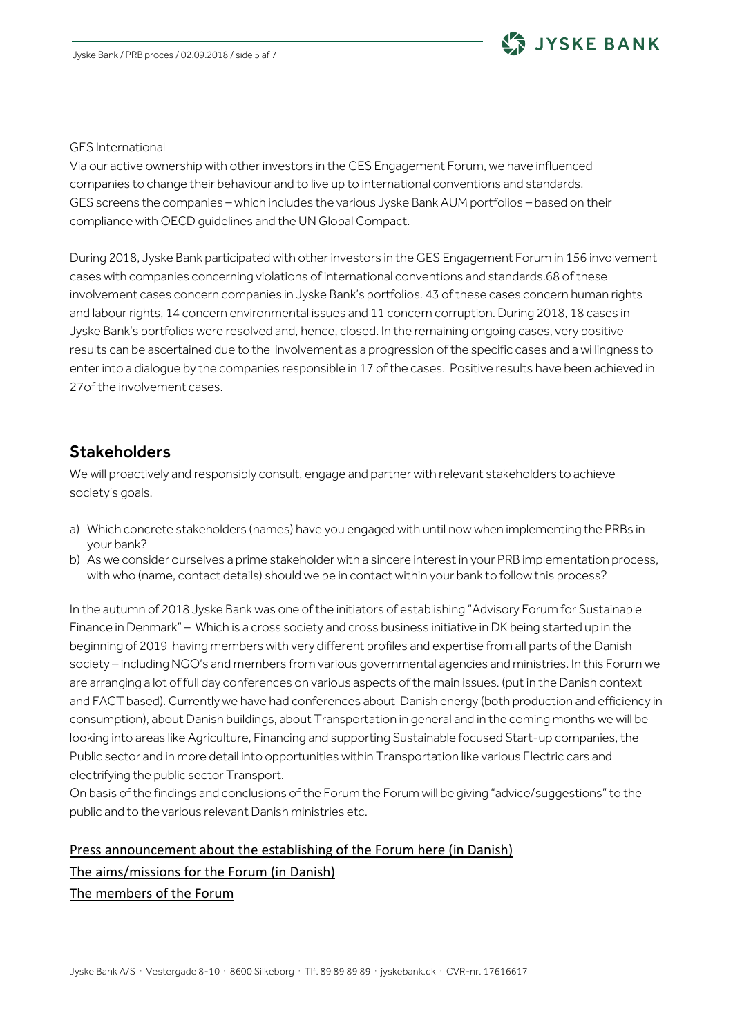GES International

Via our active ownership with other investors in the GES Engagement Forum, we have influenced companies to change their behaviour and to live up to international conventions and standards. GES screens the companies – which includes the various Jyske Bank AUM portfolios – based on their compliance with OECD guidelines and the UN Global Compact.

During 2018, Jyske Bank participated with other investors in the GES Engagement Forum in 156 involvement cases with companies concerning violations of international conventions and standards.68 of these involvement cases concern companies in Jyske Bank's portfolios. 43 of these cases concern human rights and labour rights, 14 concern environmental issues and 11 concern corruption. During 2018, 18 cases in Jyske Bank's portfolios were resolved and, hence, closed. In the remaining ongoing cases, very positive results can be ascertained due to the involvement as a progression of the specific cases and a willingness to enter into a dialogue by the companies responsible in 17 of the cases. Positive results have been achieved in 27of the involvement cases.

## Stakeholders

We will proactively and responsibly consult, engage and partner with relevant stakeholders to achieve society's goals.

a) Which concrete stakeholders (names) have you engaged with until now when implementing the PRBs in your bank?
b) As we consider ourselves a prime stakeholder with a sincere interest in your PRB implementation process, with who (name, contact details) should we be in contact within your bank to follow this process?

In the autumn of 2018 Jyske Bank was one of the initiators of establishing "Advisory Forum for Sustainable Finance in Denmark" – Which is a cross society and cross business initiative in DK being started up in the beginning of 2019 having members with very different profiles and expertise from all parts of the Danish society – including NGO's and members from various governmental agencies and ministries. In this Forum we are arranging a lot of full day conferences on various aspects of the main issues. (put in the Danish context and FACT based). Currently we have had conferences about Danish energy (both production and efficiency in consumption), about Danish buildings, about Transportation in general and in the coming months we will be looking into areas like Agriculture, Financing and supporting Sustainable focused Start-up companies, the Public sector and in more detail into opportunities within Transportation like various Electric cars and electrifying the public sector Transport.

On basis of the findings and conclusions of the Forum the Forum will be giving "advice/suggestions" to the public and to the various relevant Danish ministries etc.

Press announcement about the establishing of the Forum here (in Danish)

The aims/missions for the Forum (in Danish)

The members of the Forum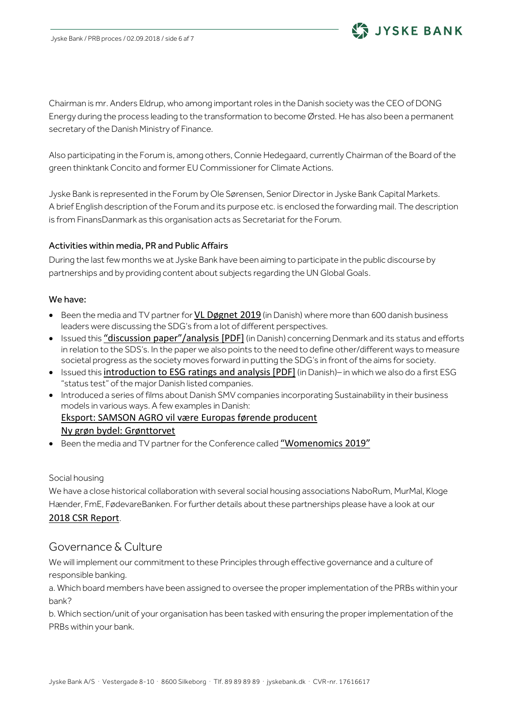Chairman is mr. Anders Eldrup, who among important roles in the Danish society was the CEO of DONG Energy during the process leading to the transformation to become Ørsted. He has also been a permanent secretary of the Danish Ministry of Finance.

Also participating in the Forum is, among others, Connie Hedegaard, currently Chairman of the Board of the green thinktank Concito and former EU Commissioner for Climate Actions.

Jyske Bank is represented in the Forum by Ole Sørensen, Senior Director in Jyske Bank Capital Markets. A brief English description of the Forum and its purpose etc. is enclosed the forwarding mail. The description is from FinansDanmark as this organisation acts as Secretariat for the Forum.

### Activities within media, PR and Public Affairs

During the last few months we at Jyske Bank have been aiming to participate in the public discourse by partnerships and by providing content about subjects regarding the UN Global Goals.

**We have:**

- Been the media and TV partner for VL Døgnet 2019 (in Danish) where more than 600 danish business leaders were discussing the SDG's from a lot of different perspectives.
- Issued this "discussion paper"/analysis [PDF] (in Danish) concerning Denmark and its status and efforts in relation to the SDS's. In the paper we also points to the need to define other/different ways to measure societal progress as the society moves forward in putting the SDG's in front of the aims for society.
- Issued this introduction to ESG ratings and analysis [PDF] (in Danish)– in which we also do a first ESG "status test" of the major Danish listed companies.
- Introduced a series of films about Danish SMV companies incorporating Sustainability in their business models in various ways. A few examples in Danish:
  Eksport: SAMSON AGRO vil være Europas førende producent
  Ny grøn bydel: Grønttorvet
- Been the media and TV partner for the Conference called "Womenomics 2019"

Social housing

We have a close historical collaboration with several social housing associations NaboRum, MurMal, Kloge Hænder, FmE, FødevareBanken. For further details about these partnerships please have a look at our 2018 CSR Report.

## Governance & Culture

We will implement our commitment to these Principles through effective governance and a culture of responsible banking.

a. Which board members have been assigned to oversee the proper implementation of the PRBs within your bank?

b. Which section/unit of your organisation has been tasked with ensuring the proper implementation of the PRBs within your bank.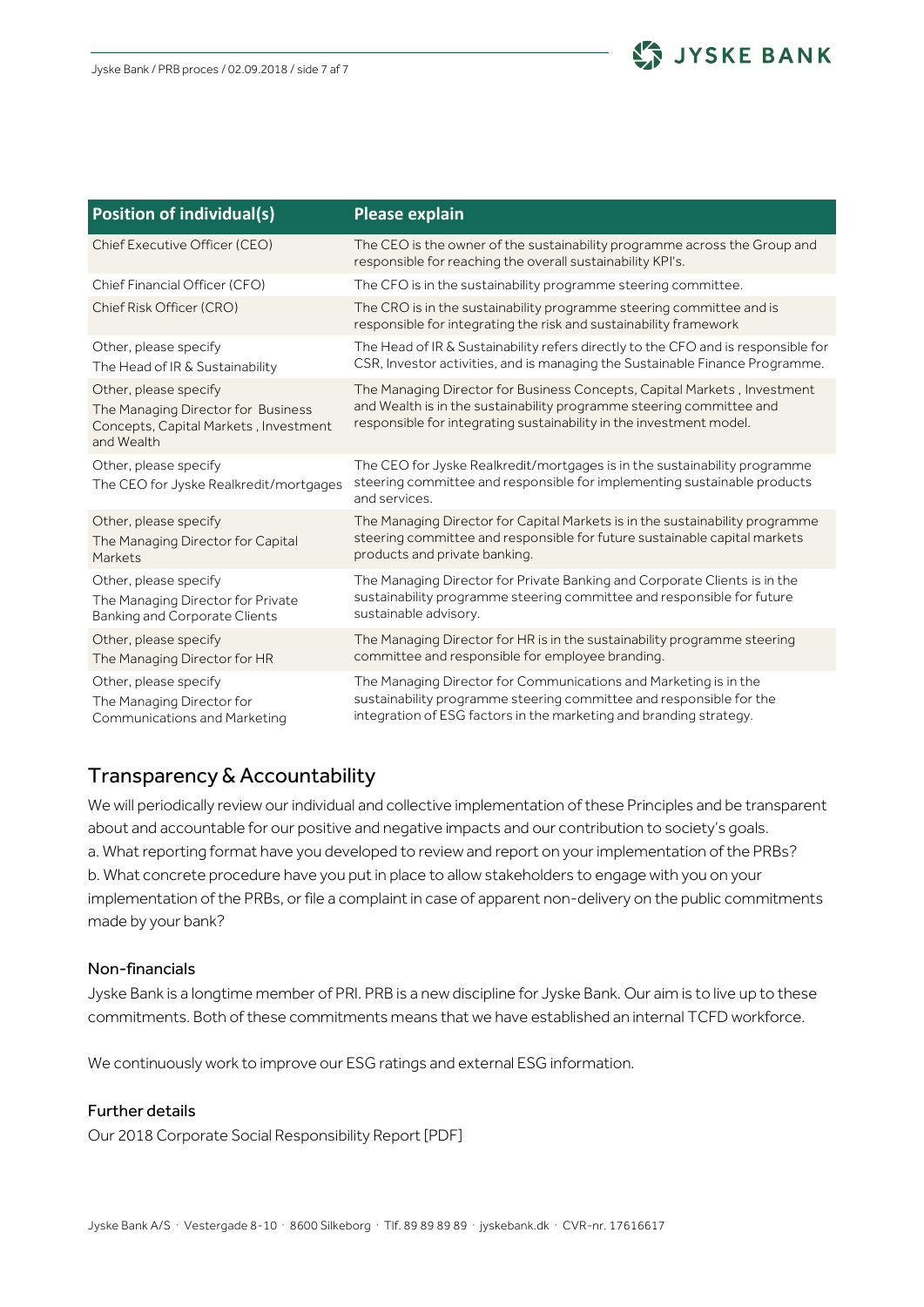| Position of individual(s) | Please explain |
|---|---|
| Chief Executive Officer (CEO) | The CEO is the owner of the sustainability programme across the Group and responsible for reaching the overall sustainability KPI's. |
| Chief Financial Officer (CFO) | The CFO is in the sustainability programme steering committee. |
| Chief Risk Officer (CRO) | The CRO is in the sustainability programme steering committee and is responsible for integrating the risk and sustainability framework |
| Other, please specify<br>The Head of IR & Sustainability | The Head of IR & Sustainability refers directly to the CFO and is responsible for CSR, Investor activities, and is managing the Sustainable Finance Programme. |
| Other, please specify<br>The Managing Director for Business Concepts, Capital Markets , Investment and Wealth | The Managing Director for Business Concepts, Capital Markets , Investment and Wealth is in the sustainability programme steering committee and responsible for integrating sustainability in the investment model. |
| Other, please specify<br>The CEO for Jyske Realkredit/mortgages | The CEO for Jyske Realkredit/mortgages is in the sustainability programme steering committee and responsible for implementing sustainable products and services. |
| Other, please specify<br>The Managing Director for Capital Markets | The Managing Director for Capital Markets is in the sustainability programme steering committee and responsible for future sustainable capital markets products and private banking. |
| Other, please specify<br>The Managing Director for Private Banking and Corporate Clients | The Managing Director for Private Banking and Corporate Clients is in the sustainability programme steering committee and responsible for future sustainable advisory. |
| Other, please specify<br>The Managing Director for HR | The Managing Director for HR is in the sustainability programme steering committee and responsible for employee branding. |
| Other, please specify<br>The Managing Director for Communications and Marketing | The Managing Director for Communications and Marketing is in the sustainability programme steering committee and responsible for the integration of ESG factors in the marketing and branding strategy. |

## Transparency & Accountability

We will periodically review our individual and collective implementation of these Principles and be transparent about and accountable for our positive and negative impacts and our contribution to society's goals.

a. What reporting format have you developed to review and report on your implementation of the PRBs?

b. What concrete procedure have you put in place to allow stakeholders to engage with you on your implementation of the PRBs, or file a complaint in case of apparent non-delivery on the public commitments made by your bank?

### Non-financials

Jyske Bank is a longtime member of PRI. PRB is a new discipline for Jyske Bank. Our aim is to live up to these commitments. Both of these commitments means that we have established an internal TCFD workforce.

We continuously work to improve our ESG ratings and external ESG information.

### Further details

Our 2018 Corporate Social Responsibility Report [PDF]